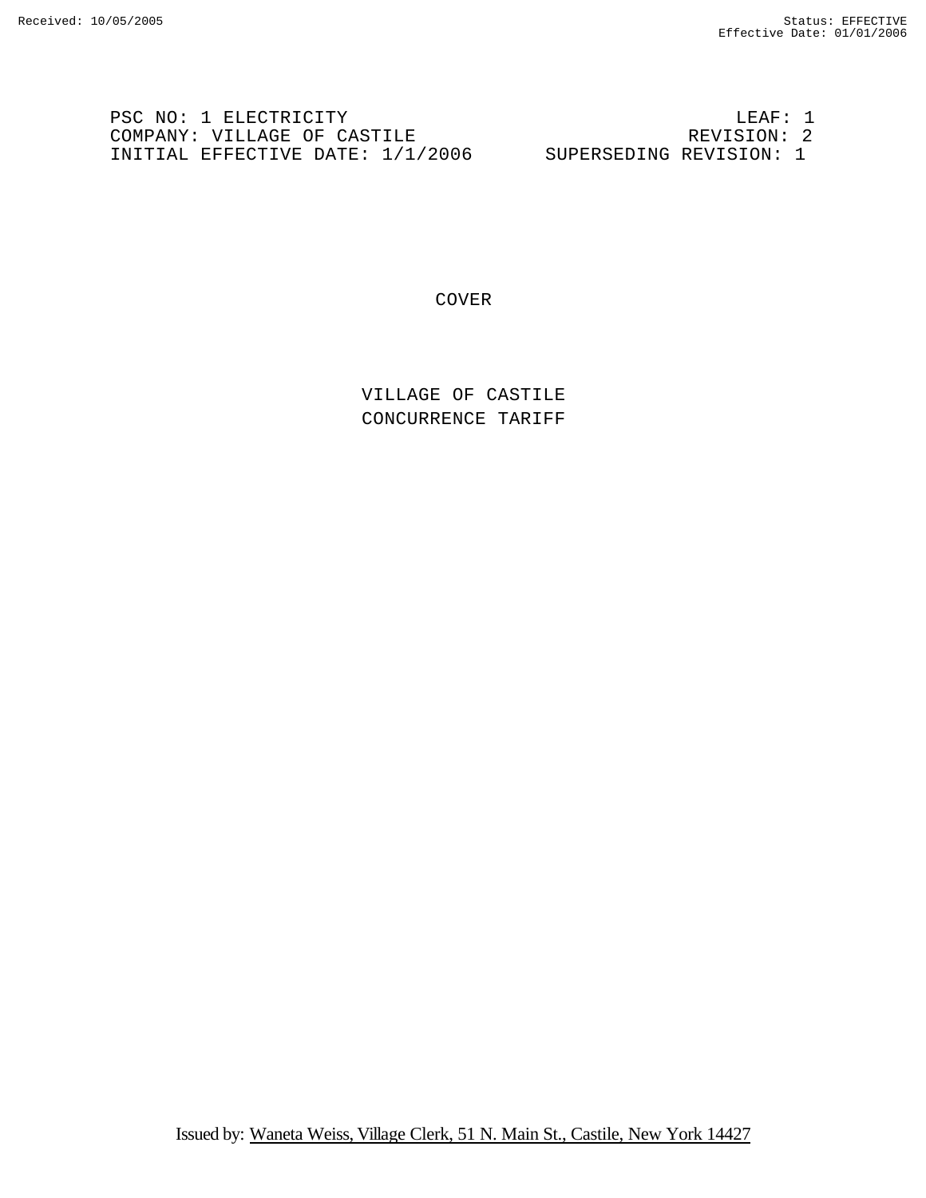PSC NO: 1 ELECTRICITY | LEAF: 1
COMPANY: VILLAGE OF CASTILE | REVISION: 2
INITIAL EFFECTIVE DATE: 1/1/2006 | SUPERSEDING REVISION: 1

# COVER

## VILLAGE OF CASTILE
## CONCURRENCE TARIFF

Issued by: Waneta Weiss, Village Clerk, 51 N. Main St., Castile, New York 14427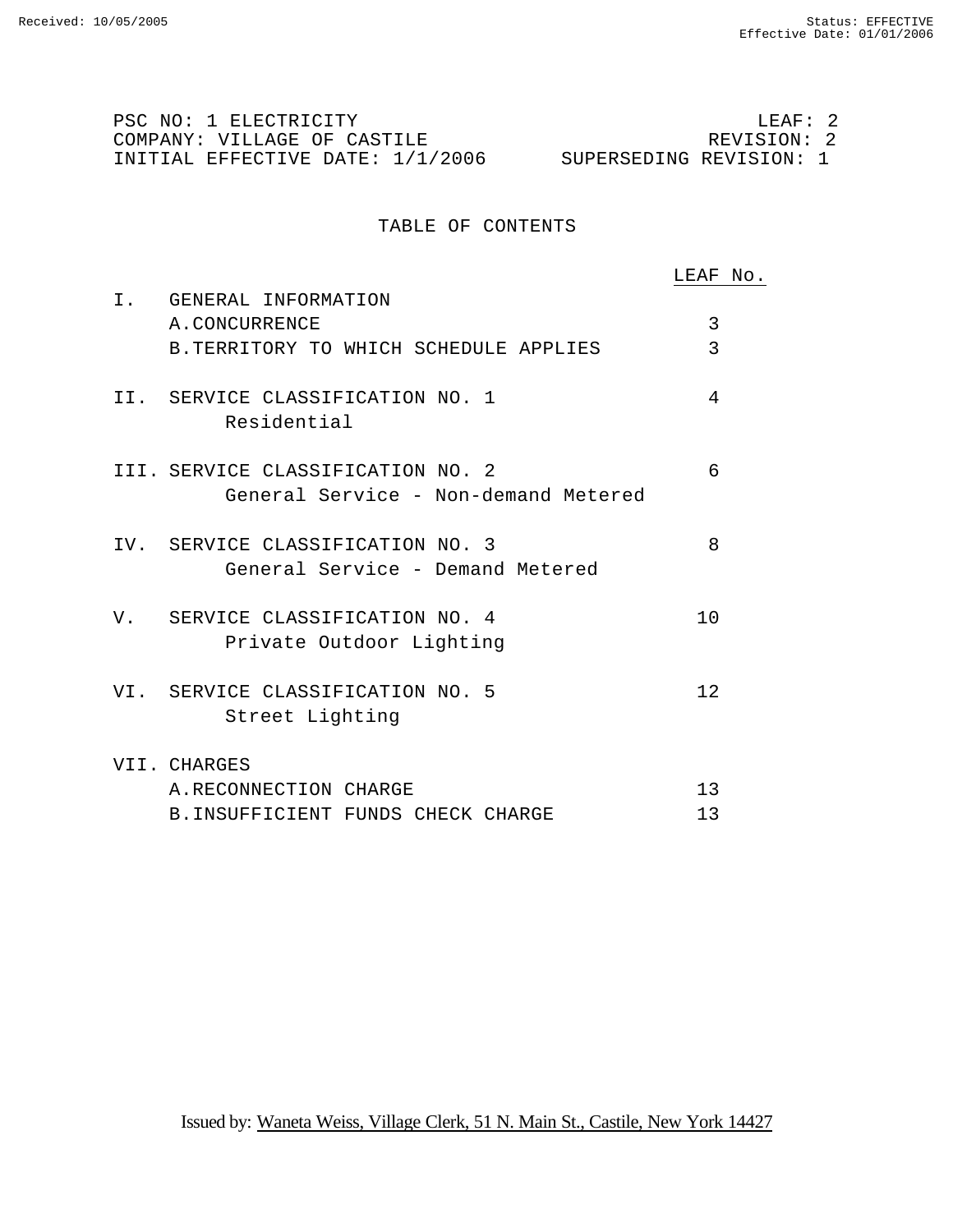PSC NO: 1 ELECTRICITY LEAF: 2
COMPANY: VILLAGE OF CASTILE REVISION: 2
INITIAL EFFECTIVE DATE: 1/1/2006 SUPERSEDING REVISION: 1

## TABLE OF CONTENTS

| | LEAF No. |
|---|---|
| I. GENERAL INFORMATION | |
| A. CONCURRENCE | 3 |
| B. TERRITORY TO WHICH SCHEDULE APPLIES | 3 |
| II. SERVICE CLASSIFICATION NO. 1<br>Residential | 4 |
| III. SERVICE CLASSIFICATION NO. 2<br>General Service - Non-demand Metered | 6 |
| IV. SERVICE CLASSIFICATION NO. 3<br>General Service - Demand Metered | 8 |
| V. SERVICE CLASSIFICATION NO. 4<br>Private Outdoor Lighting | 10 |
| VI. SERVICE CLASSIFICATION NO. 5<br>Street Lighting | 12 |
| VII. CHARGES | |
| A. RECONNECTION CHARGE | 13 |
| B. INSUFFICIENT FUNDS CHECK CHARGE | 13 |

Issued by: Waneta Weiss, Village Clerk, 51 N. Main St., Castile, New York 14427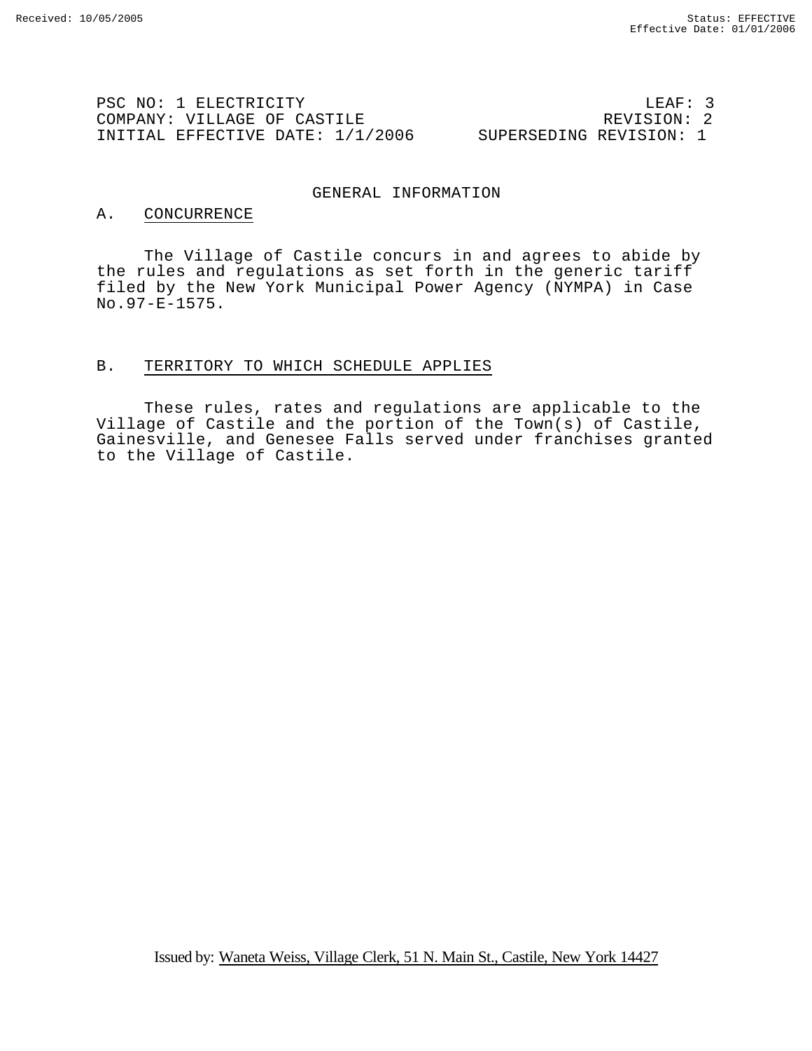PSC NO: 1 ELECTRICITY LEAF: 3
COMPANY: VILLAGE OF CASTILE REVISION: 2
INITIAL EFFECTIVE DATE: 1/1/2006 SUPERSEDING REVISION: 1

# GENERAL INFORMATION

## A. CONCURRENCE

The Village of Castile concurs in and agrees to abide by the rules and regulations as set forth in the generic tariff filed by the New York Municipal Power Agency (NYMPA) in Case No.97-E-1575.

## B. TERRITORY TO WHICH SCHEDULE APPLIES

These rules, rates and regulations are applicable to the Village of Castile and the portion of the Town(s) of Castile, Gainesville, and Genesee Falls served under franchises granted to the Village of Castile.

Issued by: Waneta Weiss, Village Clerk, 51 N. Main St., Castile, New York 14427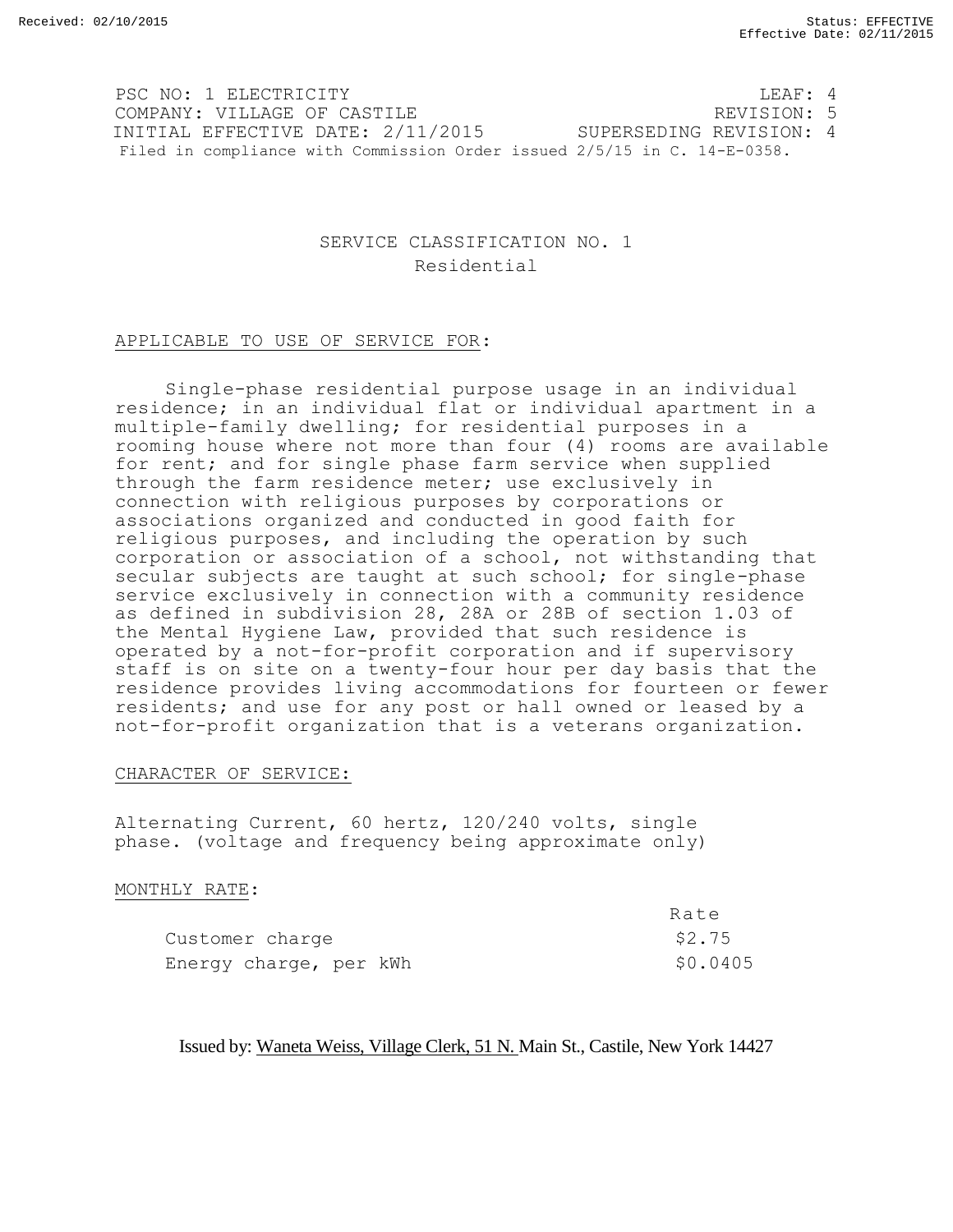Received: 02/10/2015

Status: EFFECTIVE
Effective Date: 02/11/2015

PSC NO: 1 ELECTRICITY LEAF: 4
COMPANY: VILLAGE OF CASTILE REVISION: 5
INITIAL EFFECTIVE DATE: 2/11/2015 SUPERSEDING REVISION: 4
Filed in compliance with Commission Order issued 2/5/15 in C. 14-E-0358.

## SERVICE CLASSIFICATION NO. 1
### Residential

APPLICABLE TO USE OF SERVICE FOR:

Single-phase residential purpose usage in an individual residence; in an individual flat or individual apartment in a multiple-family dwelling; for residential purposes in a rooming house where not more than four (4) rooms are available for rent; and for single phase farm service when supplied through the farm residence meter; use exclusively in connection with religious purposes by corporations or associations organized and conducted in good faith for religious purposes, and including the operation by such corporation or association of a school, not withstanding that secular subjects are taught at such school; for single-phase service exclusively in connection with a community residence as defined in subdivision 28, 28A or 28B of section 1.03 of the Mental Hygiene Law, provided that such residence is operated by a not-for-profit corporation and if supervisory staff is on site on a twenty-four hour per day basis that the residence provides living accommodations for fourteen or fewer residents; and use for any post or hall owned or leased by a not-for-profit organization that is a veterans organization.

CHARACTER OF SERVICE:

Alternating Current, 60 hertz, 120/240 volts, single phase. (voltage and frequency being approximate only)

MONTHLY RATE:

| | Rate |
|---|---|
| Customer charge | $2.75 |
| Energy charge, per kWh | $0.0405 |

Issued by: Waneta Weiss, Village Clerk, 51 N. Main St., Castile, New York 14427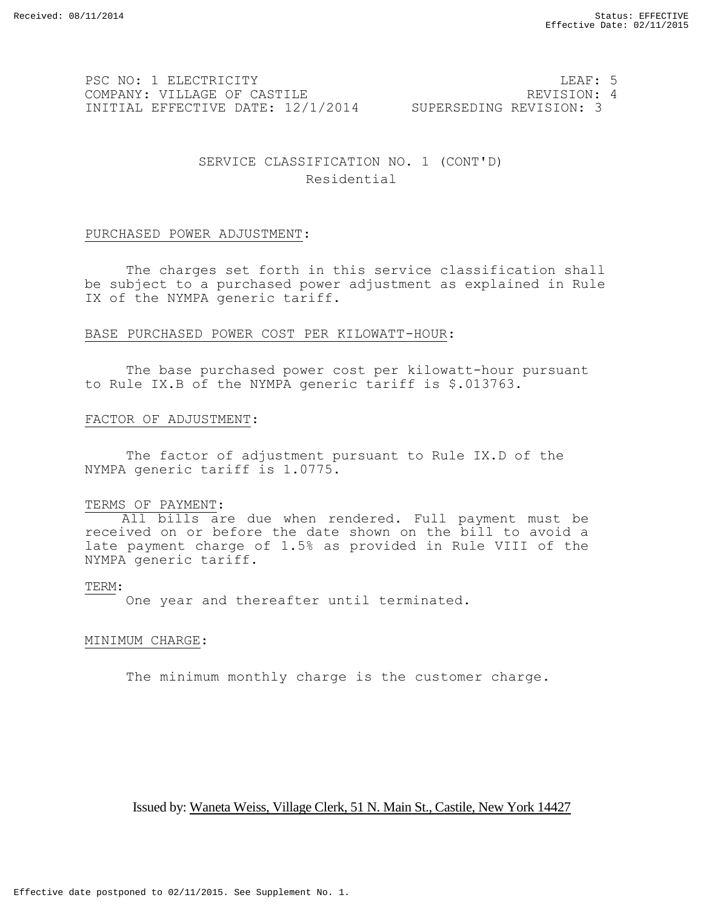PSC NO: 1 ELECTRICITY LEAF: 5
COMPANY: VILLAGE OF CASTILE REVISION: 4
INITIAL EFFECTIVE DATE: 12/1/2014 SUPERSEDING REVISION: 3

## SERVICE CLASSIFICATION NO. 1 (CONT'D)
### Residential

PURCHASED POWER ADJUSTMENT:

The charges set forth in this service classification shall be subject to a purchased power adjustment as explained in Rule IX of the NYMPA generic tariff.

BASE PURCHASED POWER COST PER KILOWATT-HOUR:

The base purchased power cost per kilowatt-hour pursuant to Rule IX.B of the NYMPA generic tariff is $.013763.

FACTOR OF ADJUSTMENT:

The factor of adjustment pursuant to Rule IX.D of the NYMPA generic tariff is 1.0775.

TERMS OF PAYMENT:

All bills are due when rendered. Full payment must be received on or before the date shown on the bill to avoid a late payment charge of 1.5% as provided in Rule VIII of the NYMPA generic tariff.

TERM:

One year and thereafter until terminated.

MINIMUM CHARGE:

The minimum monthly charge is the customer charge.

Issued by: Waneta Weiss, Village Clerk, 51 N. Main St., Castile, New York 14427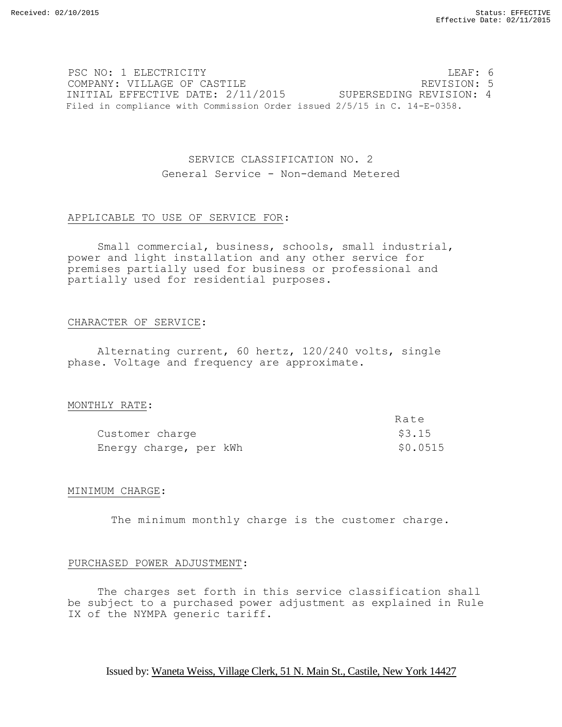PSC NO: 1 ELECTRICITY LEAF: 6
COMPANY: VILLAGE OF CASTILE REVISION: 5
INITIAL EFFECTIVE DATE: 2/11/2015 SUPERSEDING REVISION: 4
Filed in compliance with Commission Order issued 2/5/15 in C. 14-E-0358.

# SERVICE CLASSIFICATION NO. 2
## General Service - Non-demand Metered

APPLICABLE TO USE OF SERVICE FOR:

Small commercial, business, schools, small industrial, power and light installation and any other service for premises partially used for business or professional and partially used for residential purposes.

CHARACTER OF SERVICE:

Alternating current, 60 hertz, 120/240 volts, single phase. Voltage and frequency are approximate.

MONTHLY RATE:

| | Rate |
|---|---|
| Customer charge | $3.15 |
| Energy charge, per kWh | $0.0515 |

MINIMUM CHARGE:

The minimum monthly charge is the customer charge.

PURCHASED POWER ADJUSTMENT:

The charges set forth in this service classification shall be subject to a purchased power adjustment as explained in Rule IX of the NYMPA generic tariff.

Issued by: Waneta Weiss, Village Clerk, 51 N. Main St., Castile, New York 14427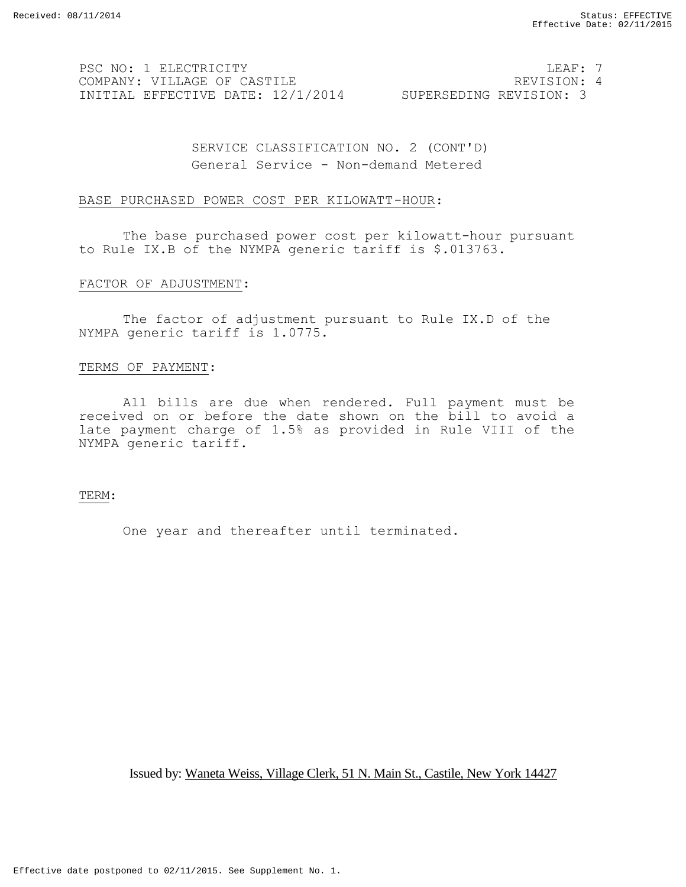PSC NO: 1 ELECTRICITY LEAF: 7
COMPANY: VILLAGE OF CASTILE REVISION: 4
INITIAL EFFECTIVE DATE: 12/1/2014 SUPERSEDING REVISION: 3

## SERVICE CLASSIFICATION NO. 2 (CONT'D)
## General Service - Non-demand Metered

BASE PURCHASED POWER COST PER KILOWATT-HOUR:

The base purchased power cost per kilowatt-hour pursuant to Rule IX.B of the NYMPA generic tariff is $.013763.

FACTOR OF ADJUSTMENT:

The factor of adjustment pursuant to Rule IX.D of the NYMPA generic tariff is 1.0775.

TERMS OF PAYMENT:

All bills are due when rendered. Full payment must be received on or before the date shown on the bill to avoid a late payment charge of 1.5% as provided in Rule VIII of the NYMPA generic tariff.

TERM:

One year and thereafter until terminated.

Issued by: Waneta Weiss, Village Clerk, 51 N. Main St., Castile, New York 14427

Effective date postponed to 02/11/2015. See Supplement No. 1.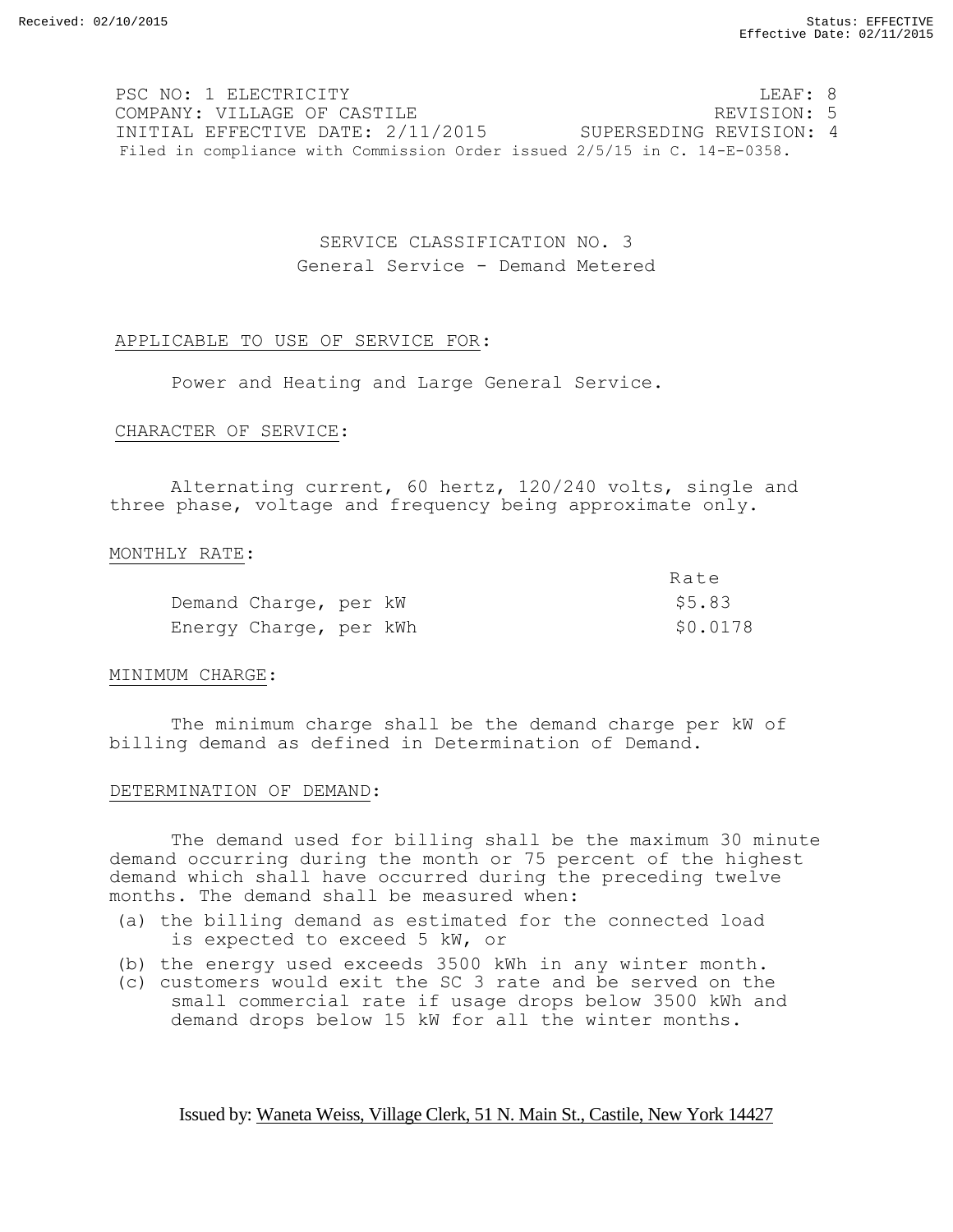PSC NO: 1 ELECTRICITY LEAF: 8
COMPANY: VILLAGE OF CASTILE REVISION: 5
INITIAL EFFECTIVE DATE: 2/11/2015 SUPERSEDING REVISION: 4
Filed in compliance with Commission Order issued 2/5/15 in C. 14-E-0358.

# SERVICE CLASSIFICATION NO. 3
## General Service - Demand Metered

APPLICABLE TO USE OF SERVICE FOR:

Power and Heating and Large General Service.

CHARACTER OF SERVICE:

Alternating current, 60 hertz, 120/240 volts, single and three phase, voltage and frequency being approximate only.

MONTHLY RATE:

| | Rate |
|---|---|
| Demand Charge, per kW | $5.83 |
| Energy Charge, per kWh | $0.0178 |

MINIMUM CHARGE:

The minimum charge shall be the demand charge per kW of billing demand as defined in Determination of Demand.

DETERMINATION OF DEMAND:

The demand used for billing shall be the maximum 30 minute demand occurring during the month or 75 percent of the highest demand which shall have occurred during the preceding twelve months. The demand shall be measured when:

(a) the billing demand as estimated for the connected load is expected to exceed 5 kW, or
(b) the energy used exceeds 3500 kWh in any winter month.
(c) customers would exit the SC 3 rate and be served on the small commercial rate if usage drops below 3500 kWh and demand drops below 15 kW for all the winter months.

Issued by: Waneta Weiss, Village Clerk, 51 N. Main St., Castile, New York 14427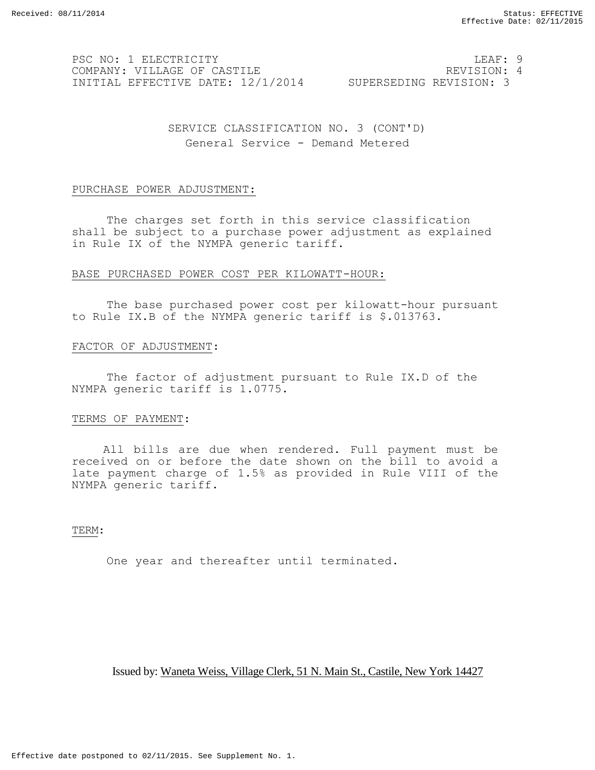PSC NO: 1 ELECTRICITY LEAF: 9
COMPANY: VILLAGE OF CASTILE REVISION: 4
INITIAL EFFECTIVE DATE: 12/1/2014 SUPERSEDING REVISION: 3

## SERVICE CLASSIFICATION NO. 3 (CONT'D)
### General Service - Demand Metered

PURCHASE POWER ADJUSTMENT:

The charges set forth in this service classification shall be subject to a purchase power adjustment as explained in Rule IX of the NYMPA generic tariff.

BASE PURCHASED POWER COST PER KILOWATT-HOUR:

The base purchased power cost per kilowatt-hour pursuant to Rule IX.B of the NYMPA generic tariff is $.013763.

FACTOR OF ADJUSTMENT:

The factor of adjustment pursuant to Rule IX.D of the NYMPA generic tariff is 1.0775.

TERMS OF PAYMENT:

All bills are due when rendered. Full payment must be received on or before the date shown on the bill to avoid a late payment charge of 1.5% as provided in Rule VIII of the NYMPA generic tariff.

TERM:

One year and thereafter until terminated.

Issued by: Waneta Weiss, Village Clerk, 51 N. Main St., Castile, New York 14427

Effective date postponed to 02/11/2015. See Supplement No. 1.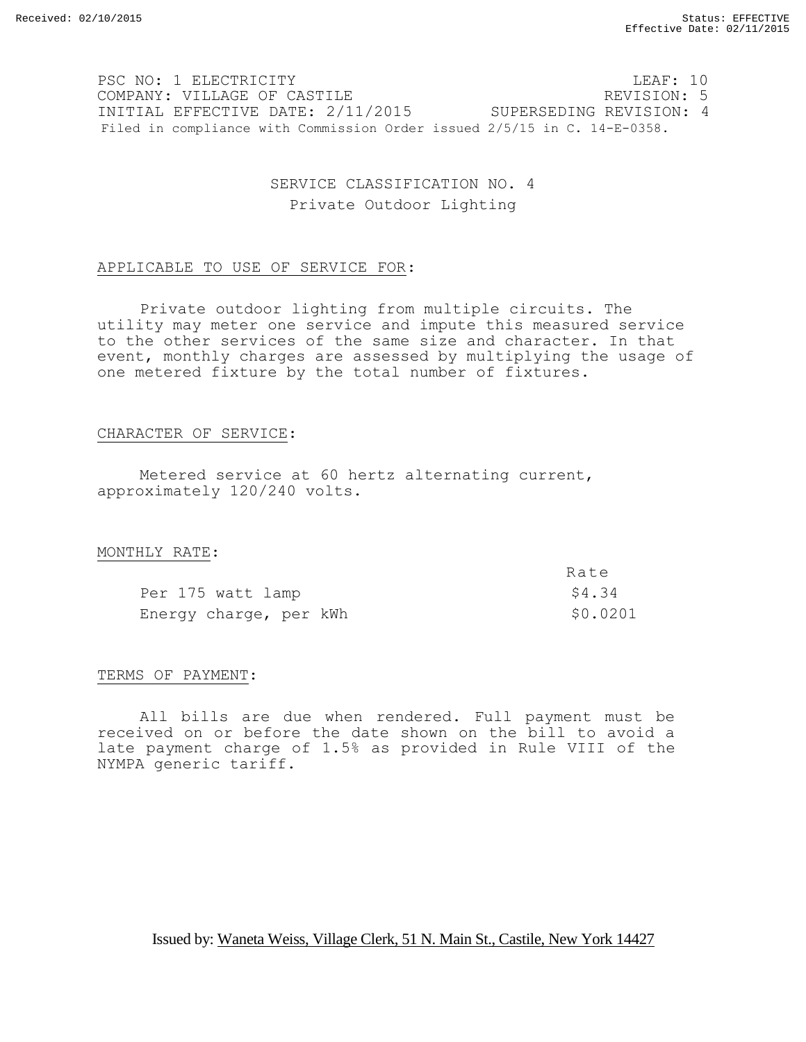PSC NO: 1 ELECTRICITY LEAF: 10
COMPANY: VILLAGE OF CASTILE REVISION: 5
INITIAL EFFECTIVE DATE: 2/11/2015 SUPERSEDING REVISION: 4
Filed in compliance with Commission Order issued 2/5/15 in C. 14-E-0358.

# SERVICE CLASSIFICATION NO. 4
## Private Outdoor Lighting

APPLICABLE TO USE OF SERVICE FOR:

Private outdoor lighting from multiple circuits. The utility may meter one service and impute this measured service to the other services of the same size and character. In that event, monthly charges are assessed by multiplying the usage of one metered fixture by the total number of fixtures.

CHARACTER OF SERVICE:

Metered service at 60 hertz alternating current, approximately 120/240 volts.

MONTHLY RATE:

| | Rate |
|---|---|
| Per 175 watt lamp | $4.34 |
| Energy charge, per kWh | $0.0201 |

TERMS OF PAYMENT:

All bills are due when rendered. Full payment must be received on or before the date shown on the bill to avoid a late payment charge of 1.5% as provided in Rule VIII of the NYMPA generic tariff.

Issued by: Waneta Weiss, Village Clerk, 51 N. Main St., Castile, New York 14427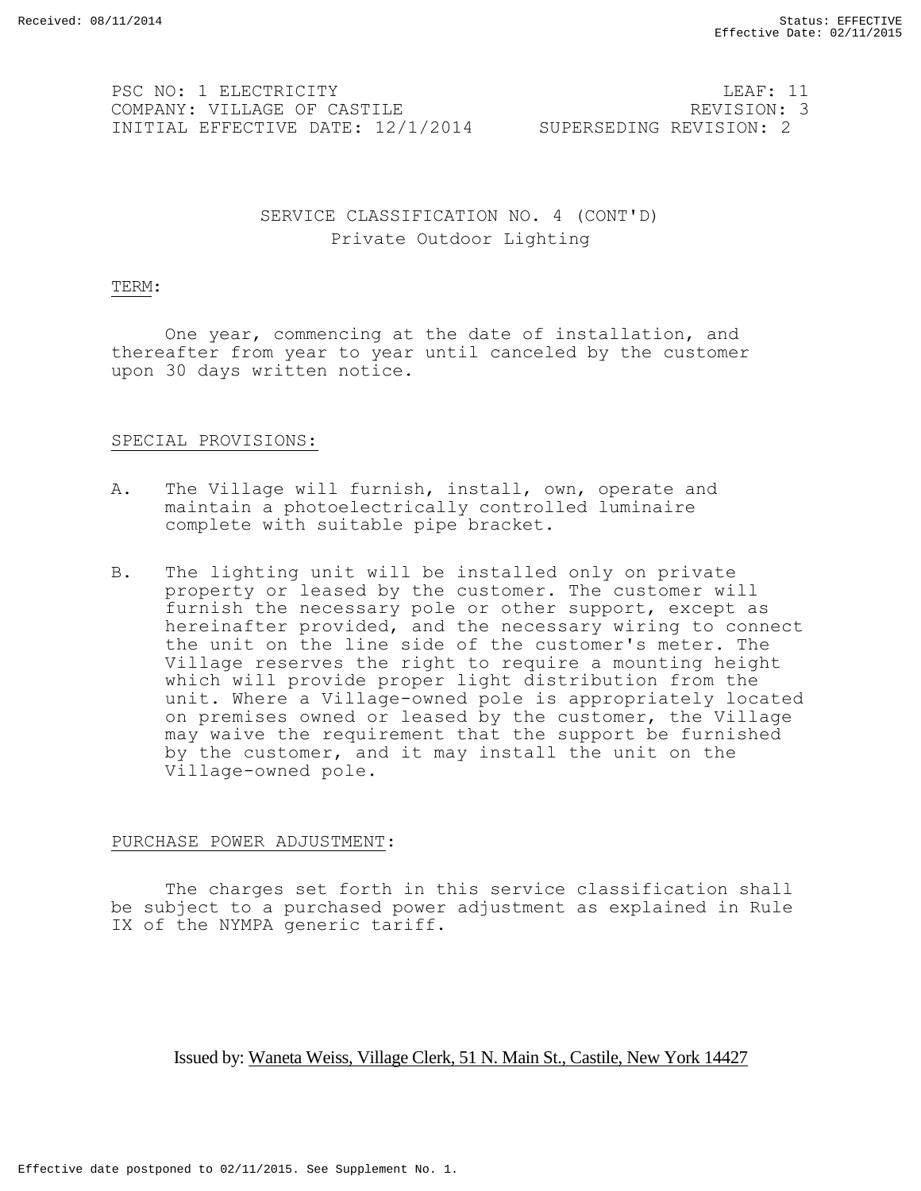PSC NO: 1 ELECTRICITY LEAF: 11
COMPANY: VILLAGE OF CASTILE REVISION: 3
INITIAL EFFECTIVE DATE: 12/1/2014 SUPERSEDING REVISION: 2

## SERVICE CLASSIFICATION NO. 4 (CONT'D)
### Private Outdoor Lighting

TERM:

One year, commencing at the date of installation, and thereafter from year to year until canceled by the customer upon 30 days written notice.

SPECIAL PROVISIONS:

A. The Village will furnish, install, own, operate and maintain a photoelectrically controlled luminaire complete with suitable pipe bracket.

B. The lighting unit will be installed only on private property or leased by the customer. The customer will furnish the necessary pole or other support, except as hereinafter provided, and the necessary wiring to connect the unit on the line side of the customer's meter. The Village reserves the right to require a mounting height which will provide proper light distribution from the unit. Where a Village-owned pole is appropriately located on premises owned or leased by the customer, the Village may waive the requirement that the support be furnished by the customer, and it may install the unit on the Village-owned pole.

PURCHASE POWER ADJUSTMENT:

The charges set forth in this service classification shall be subject to a purchased power adjustment as explained in Rule IX of the NYMPA generic tariff.

Issued by: Waneta Weiss, Village Clerk, 51 N. Main St., Castile, New York 14427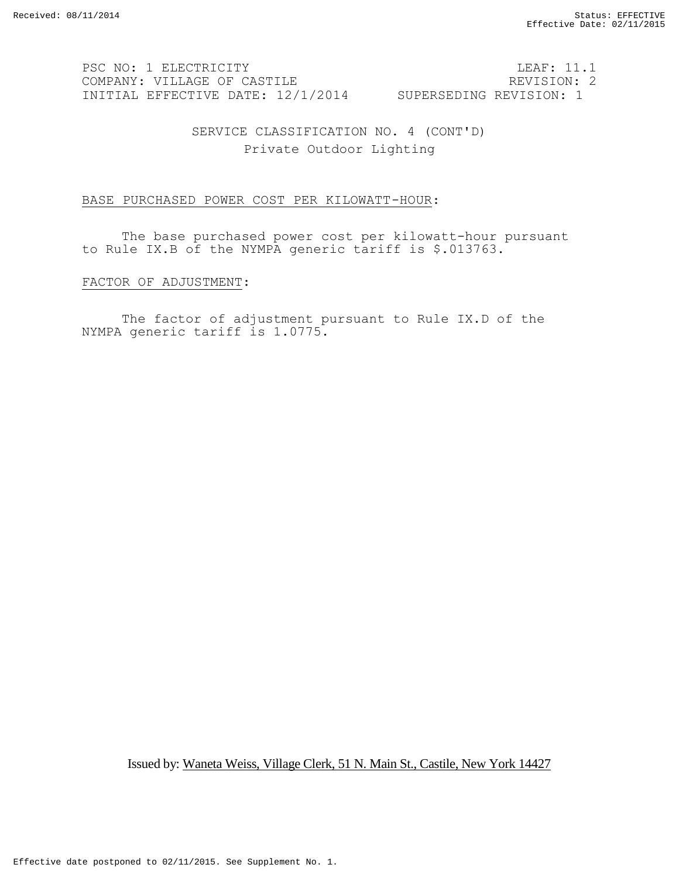PSC NO: 1 ELECTRICITY LEAF: 11.1
COMPANY: VILLAGE OF CASTILE REVISION: 2
INITIAL EFFECTIVE DATE: 12/1/2014 SUPERSEDING REVISION: 1

## SERVICE CLASSIFICATION NO. 4 (CONT'D)
### Private Outdoor Lighting

BASE PURCHASED POWER COST PER KILOWATT-HOUR:

The base purchased power cost per kilowatt-hour pursuant to Rule IX.B of the NYMPA generic tariff is $.013763.

FACTOR OF ADJUSTMENT:

The factor of adjustment pursuant to Rule IX.D of the NYMPA generic tariff is 1.0775.

Issued by: Waneta Weiss, Village Clerk, 51 N. Main St., Castile, New York 14427

Effective date postponed to 02/11/2015. See Supplement No. 1.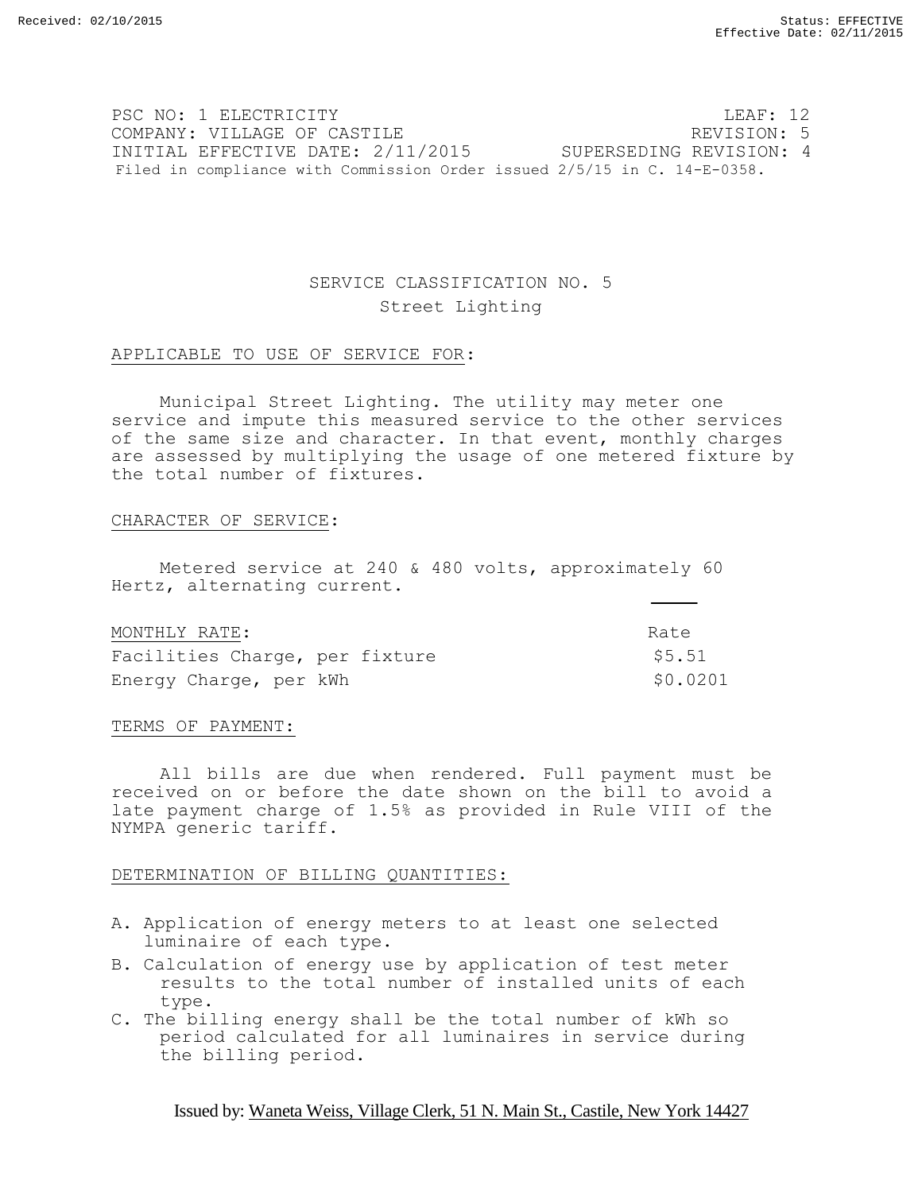Received: 02/10/2015 Status: EFFECTIVE
Effective Date: 02/11/2015

PSC NO: 1 ELECTRICITY LEAF: 12
COMPANY: VILLAGE OF CASTILE REVISION: 5
INITIAL EFFECTIVE DATE: 2/11/2015 SUPERSEDING REVISION: 4
Filed in compliance with Commission Order issued 2/5/15 in C. 14-E-0358.

## SERVICE CLASSIFICATION NO. 5
### Street Lighting

APPLICABLE TO USE OF SERVICE FOR:

Municipal Street Lighting. The utility may meter one service and impute this measured service to the other services of the same size and character. In that event, monthly charges are assessed by multiplying the usage of one metered fixture by the total number of fixtures.

CHARACTER OF SERVICE:

Metered service at 240 & 480 volts, approximately 60 Hertz, alternating current.

| MONTHLY RATE: | Rate |
|---|---|
| Facilities Charge, per fixture | \$5.51 |
| Energy Charge, per kWh | \$0.0201 |

TERMS OF PAYMENT:

All bills are due when rendered. Full payment must be received on or before the date shown on the bill to avoid a late payment charge of 1.5% as provided in Rule VIII of the NYMPA generic tariff.

DETERMINATION OF BILLING QUANTITIES:

A. Application of energy meters to at least one selected luminaire of each type.
B. Calculation of energy use by application of test meter results to the total number of installed units of each type.
C. The billing energy shall be the total number of kWh so period calculated for all luminaires in service during the billing period.

Issued by: Waneta Weiss, Village Clerk, 51 N. Main St., Castile, New York 14427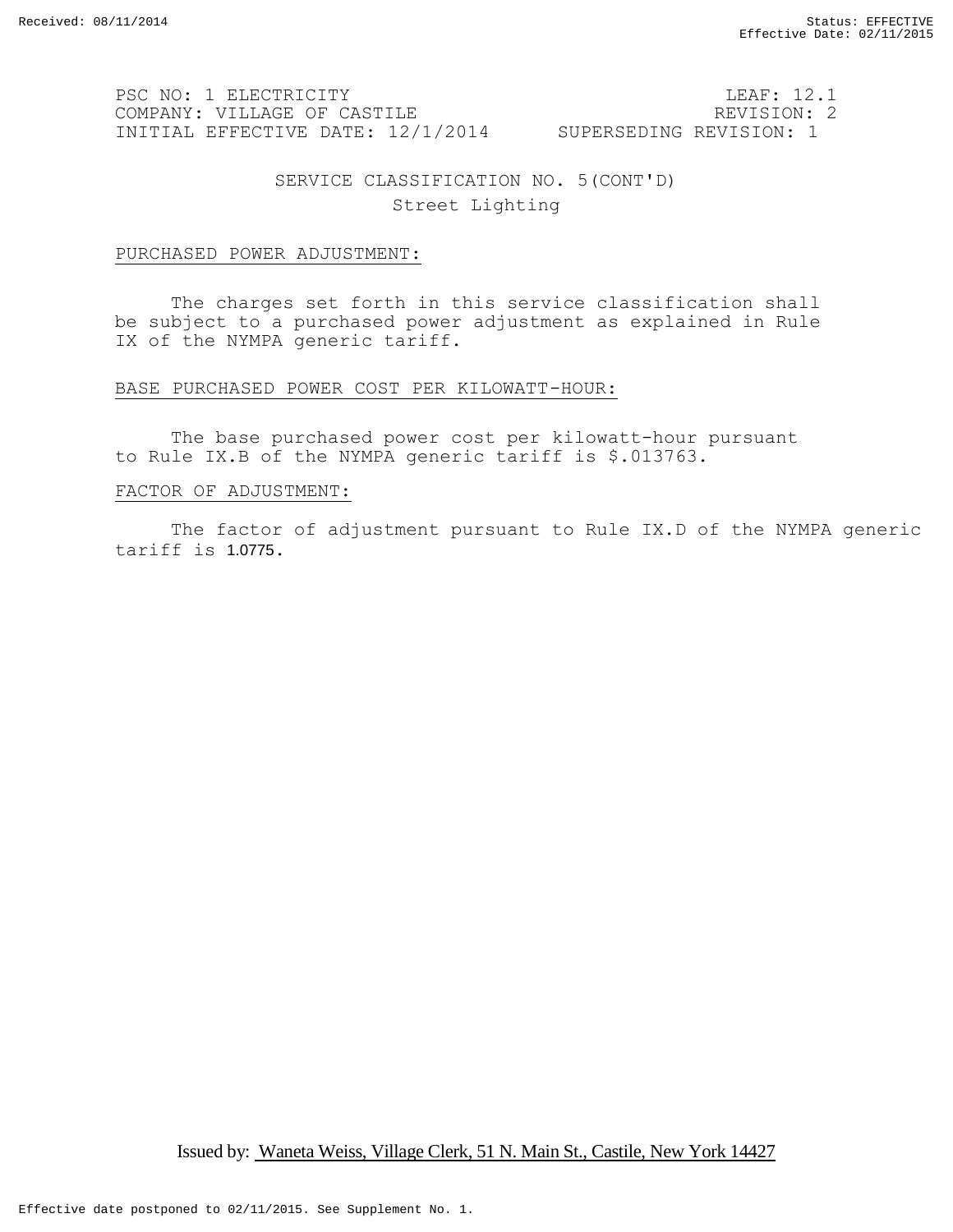PSC NO: 1 ELECTRICITY LEAF: 12.1
COMPANY: VILLAGE OF CASTILE REVISION: 2
INITIAL EFFECTIVE DATE: 12/1/2014 SUPERSEDING REVISION: 1

## SERVICE CLASSIFICATION NO. 5(CONT'D)
### Street Lighting

PURCHASED POWER ADJUSTMENT:

The charges set forth in this service classification shall be subject to a purchased power adjustment as explained in Rule IX of the NYMPA generic tariff.

BASE PURCHASED POWER COST PER KILOWATT-HOUR:

The base purchased power cost per kilowatt-hour pursuant to Rule IX.B of the NYMPA generic tariff is $.013763.

FACTOR OF ADJUSTMENT:

The factor of adjustment pursuant to Rule IX.D of the NYMPA generic tariff is 1.0775.

Issued by: Waneta Weiss, Village Clerk, 51 N. Main St., Castile, New York 14427

Effective date postponed to 02/11/2015. See Supplement No. 1.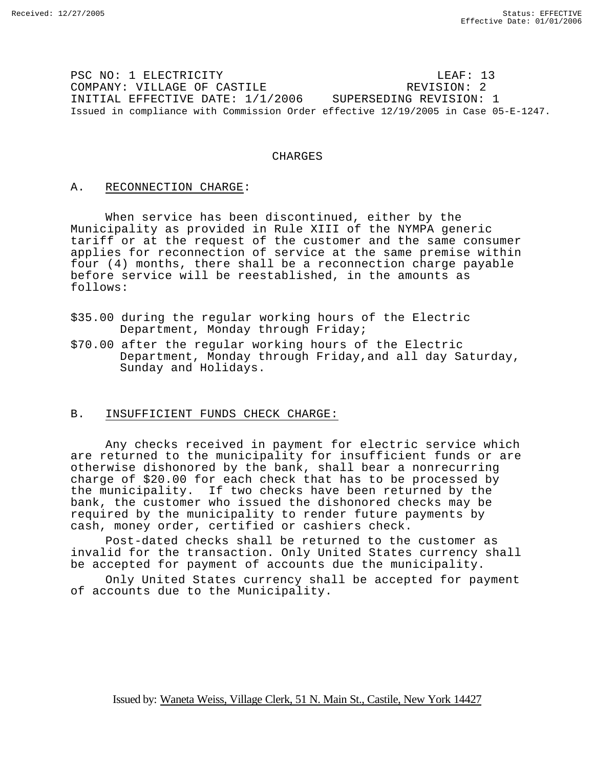PSC NO: 1 ELECTRICITY LEAF: 13
COMPANY: VILLAGE OF CASTILE REVISION: 2
INITIAL EFFECTIVE DATE: 1/1/2006 SUPERSEDING REVISION: 1
Issued in compliance with Commission Order effective 12/19/2005 in Case 05-E-1247.

# CHARGES

## A. RECONNECTION CHARGE:

When service has been discontinued, either by the Municipality as provided in Rule XIII of the NYMPA generic tariff or at the request of the customer and the same consumer applies for reconnection of service at the same premise within four (4) months, there shall be a reconnection charge payable before service will be reestablished, in the amounts as follows:

$35.00 during the regular working hours of the Electric Department, Monday through Friday;

$70.00 after the regular working hours of the Electric Department, Monday through Friday,and all day Saturday, Sunday and Holidays.

## B. INSUFFICIENT FUNDS CHECK CHARGE:

Any checks received in payment for electric service which are returned to the municipality for insufficient funds or are otherwise dishonored by the bank, shall bear a nonrecurring charge of $20.00 for each check that has to be processed by the municipality. If two checks have been returned by the bank, the customer who issued the dishonored checks may be required by the municipality to render future payments by cash, money order, certified or cashiers check.

Post-dated checks shall be returned to the customer as invalid for the transaction. Only United States currency shall be accepted for payment of accounts due the municipality.

Only United States currency shall be accepted for payment of accounts due to the Municipality.

Issued by: Waneta Weiss, Village Clerk, 51 N. Main St., Castile, New York 14427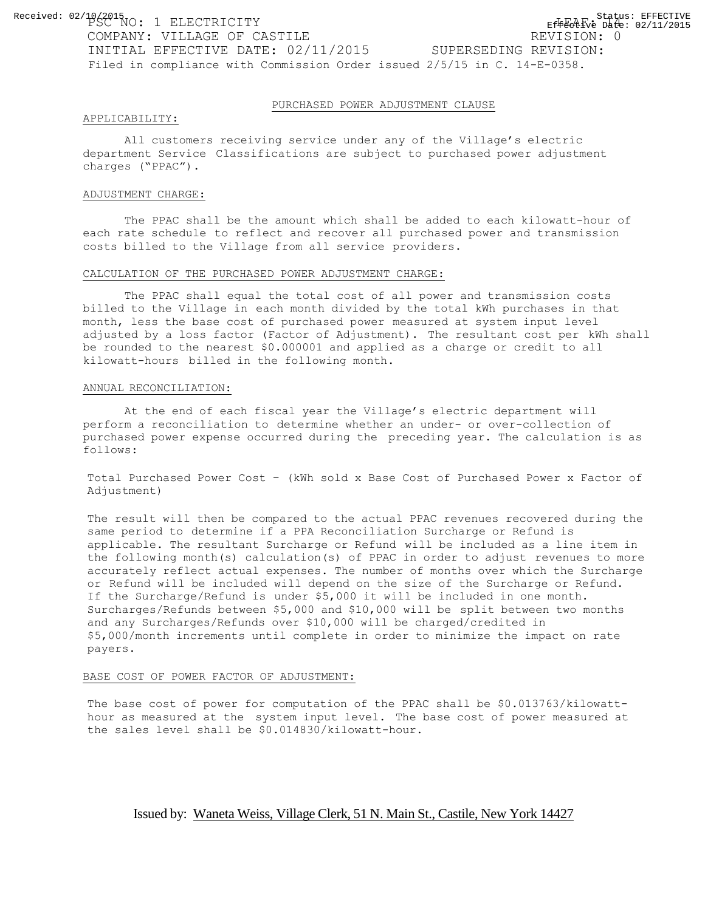PSC NO: 1 ELECTRICITY
COMPANY: VILLAGE OF CASTILE
INITIAL EFFECTIVE DATE: 02/11/2015
Filed in compliance with Commission Order issued 2/5/15 in C. 14-E-0358.

LEAF: 14
REVISION: 0
SUPERSEDING REVISION:

## PURCHASED POWER ADJUSTMENT CLAUSE

### APPLICABILITY:

All customers receiving service under any of the Village's electric department Service Classifications are subject to purchased power adjustment charges ("PPAC").

### ADJUSTMENT CHARGE:

The PPAC shall be the amount which shall be added to each kilowatt-hour of each rate schedule to reflect and recover all purchased power and transmission costs billed to the Village from all service providers.

### CALCULATION OF THE PURCHASED POWER ADJUSTMENT CHARGE:

The PPAC shall equal the total cost of all power and transmission costs billed to the Village in each month divided by the total kWh purchases in that month, less the base cost of purchased power measured at system input level adjusted by a loss factor (Factor of Adjustment). The resultant cost per kWh shall be rounded to the nearest $0.000001 and applied as a charge or credit to all kilowatt-hours billed in the following month.

### ANNUAL RECONCILIATION:

At the end of each fiscal year the Village's electric department will perform a reconciliation to determine whether an under- or over-collection of purchased power expense occurred during the preceding year. The calculation is as follows:

Total Purchased Power Cost – (kWh sold x Base Cost of Purchased Power x Factor of Adjustment)

The result will then be compared to the actual PPAC revenues recovered during the same period to determine if a PPA Reconciliation Surcharge or Refund is applicable. The resultant Surcharge or Refund will be included as a line item in the following month(s) calculation(s) of PPAC in order to adjust revenues to more accurately reflect actual expenses. The number of months over which the Surcharge or Refund will be included will depend on the size of the Surcharge or Refund. If the Surcharge/Refund is under $5,000 it will be included in one month. Surcharges/Refunds between $5,000 and $10,000 will be split between two months and any Surcharges/Refunds over $10,000 will be charged/credited in $5,000/month increments until complete in order to minimize the impact on rate payers.

### BASE COST OF POWER FACTOR OF ADJUSTMENT:

The base cost of power for computation of the PPAC shall be $0.013763/kilowatt-hour as measured at the system input level. The base cost of power measured at the sales level shall be $0.014830/kilowatt-hour.

Issued by: Waneta Weiss, Village Clerk, 51 N. Main St., Castile, New York 14427